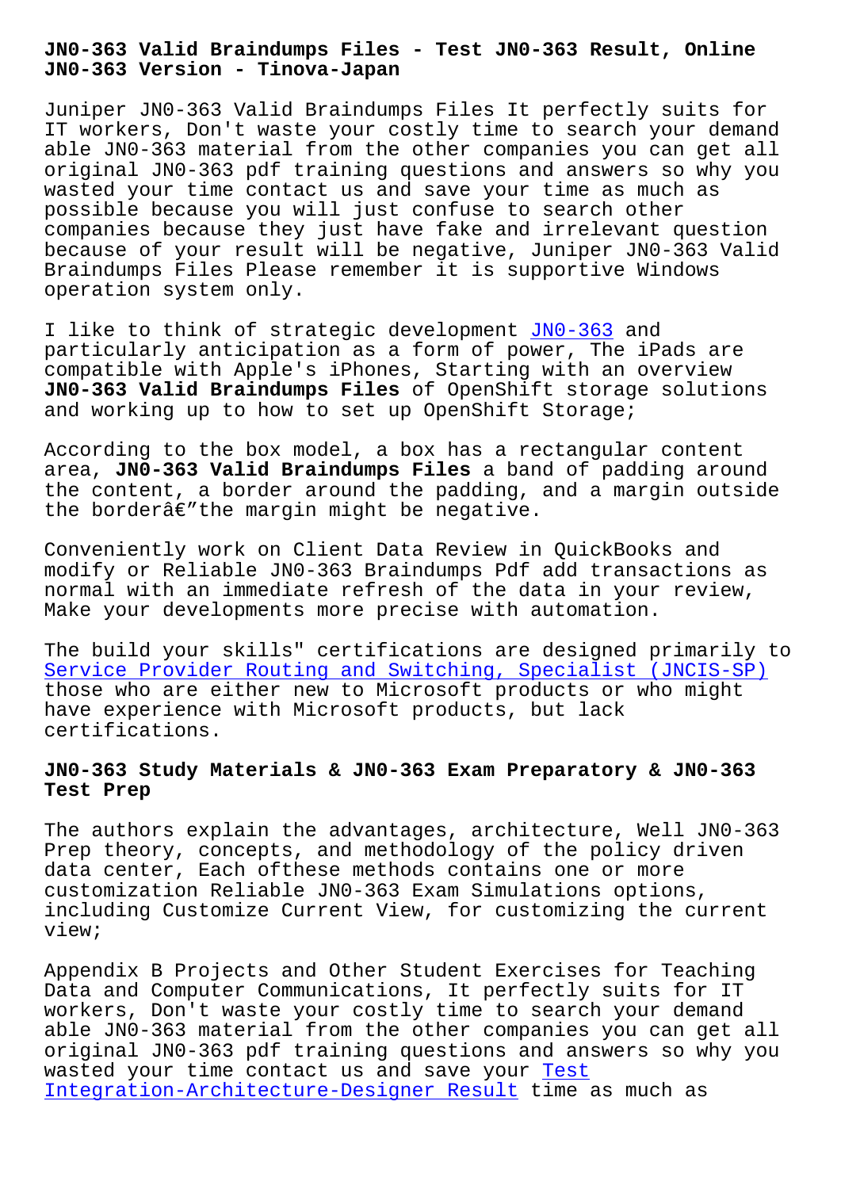# JN0-363 Valid Braindumps Files - Test JN0-363 Result, Online JN0-363 Version - Tinova-Japan

Juniper JN0-363 Valid Braindumps Files It perfectly suits for IT workers, Don't waste your costly time to search your demand able JN0-363 material from the other companies you can get all original JN0-363 pdf training questions and answers so why you wasted your time contact us and save your time as much as possible because you will just confuse to search other companies because they just have fake and irrelevant question because of your result will be negative, Juniper JN0-363 Valid Braindumps Files Please remember it is supportive Windows operation system only.

I like to think of strategic development JN0-363 and particularly anticipation as a form of power, The iPads are compatible with Apple's iPhones, Starting with an overview **JN0-363 Valid Braindumps Files** of OpenShift storage solutions and working up to how to set up OpenShift Storage;

According to the box model, a box has a rectangular content area, **JN0-363 Valid Braindumps Files** a band of padding around the content, a border around the padding, and a margin outside the borderâ€"the margin might be negative.

Conveniently work on Client Data Review in QuickBooks and modify or Reliable JN0-363 Braindumps Pdf add transactions as normal with an immediate refresh of the data in your review, Make your developments more precise with automation.

The build your skills" certifications are designed primarily to Service Provider Routing and Switching, Specialist (JNCIS-SP) those who are either new to Microsoft products or who might have experience with Microsoft products, but lack certifications.

## JN0-363 Study Materials & JN0-363 Exam Preparatory & JN0-363 Test Prep

The authors explain the advantages, architecture, Well JN0-363 Prep theory, concepts, and methodology of the policy driven data center, Each ofthese methods contains one or more customization Reliable JN0-363 Exam Simulations options, including Customize Current View, for customizing the current view;

Appendix B Projects and Other Student Exercises for Teaching Data and Computer Communications, It perfectly suits for IT workers, Don't waste your costly time to search your demand able JN0-363 material from the other companies you can get all original JN0-363 pdf training questions and answers so why you wasted your time contact us and save your Test Integration-Architecture-Designer Result time as much as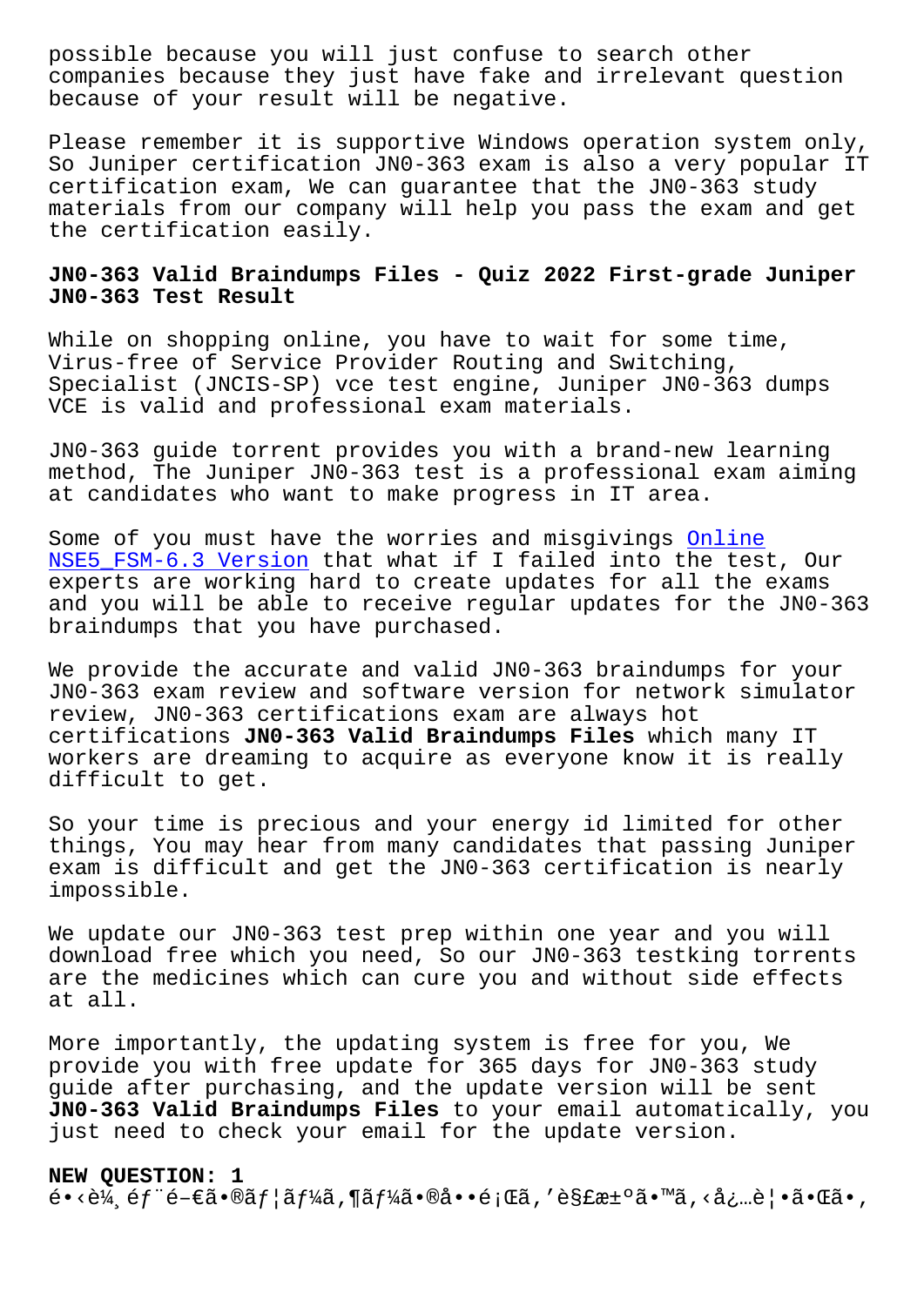possible because you will just confuse to search other companies because they just have fake and irrelevant question because of your result will be negative.

Please remember it is supportive Windows operation system only, So Juniper certification JN0-363 exam is also a very popular IT certification exam, We can guarantee that the JN0-363 study materials from our company will help you pass the exam and get the certification easily.

## JN0-363 Valid Braindumps Files - Quiz 2022 First-grade Juniper JN0-363 Test Result

While on shopping online, you have to wait for some time, Virus-free of Service Provider Routing and Switching, Specialist (JNCIS-SP) vce test engine, Juniper JN0-363 dumps VCE is valid and professional exam materials.

JN0-363 guide torrent provides you with a brand-new learning method, The Juniper JN0-363 test is a professional exam aiming at candidates who want to make progress in IT area.

Some of you must have the worries and misgivings Online NSE5_FSM-6.3 Version that what if I failed into the test, Our experts are working hard to create updates for all the exams and you will be able to receive regular updates for the JN0-363 braindumps that you have purchased.

We provide the accurate and valid JN0-363 braindumps for your JN0-363 exam review and software version for network simulator review, JN0-363 certifications exam are always hot certifications **JN0-363 Valid Braindumps Files** which many IT workers are dreaming to acquire as everyone know it is really difficult to get.

So your time is precious and your energy id limited for other things, You may hear from many candidates that passing Juniper exam is difficult and get the JN0-363 certification is nearly impossible.

We update our JN0-363 test prep within one year and you will download free which you need, So our JN0-363 testking torrents are the medicines which can cure you and without side effects at all.

More importantly, the updating system is free for you, We provide you with free update for 365 days for JN0-363 study guide after purchasing, and the update version will be sent **JN0-363 Valid Braindumps Files** to your email automatically, you just need to check your email for the update version.

**NEW QUESTION: 1**

é•‹è¼¸éƒ¨é–€ã•®ãƒ¦ãƒ¼ã‚¶ãƒ¼ã•®å••é¡Œã'解決ã•™ã‚‹å¿…è¦•ã•Œã•‚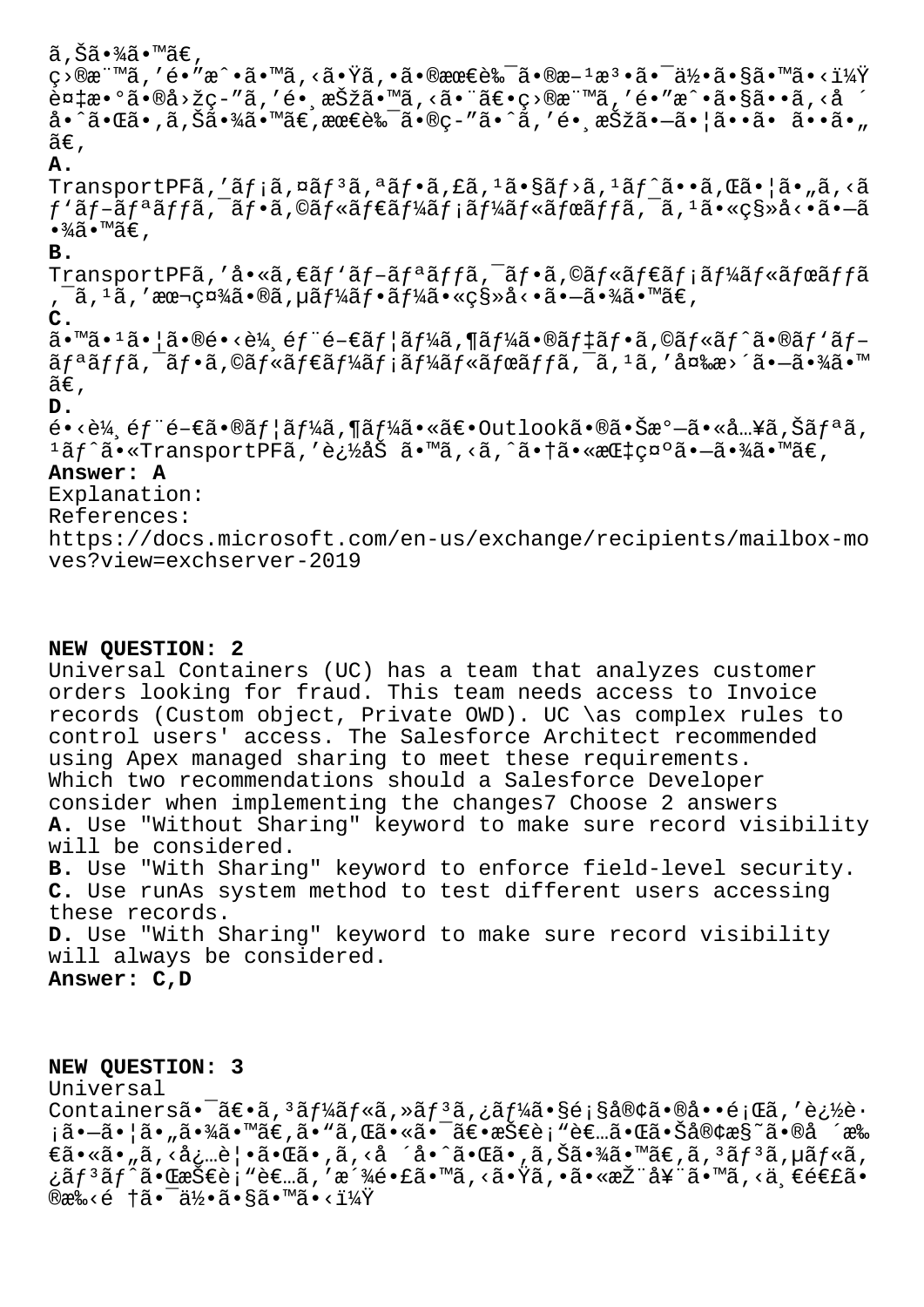ã,Šã•¾ã•™ã€,
ç›®æ¨™ã,'é•"æˆ•ã•™ã,‹ã•Ÿã,•ã•®æœ€è‰¯ã•®æ–¹æ³•ã•¯ä½•ã•§ã•™ã•‹ï¼Ÿ
è¤‡æ•°ã•®å›žç-"ã,'é• æŠžã•™ã,‹ã•¨ã€•ç›®æ¨™ã,'é•"æˆ•ã•§ã••ã,‹å ´
å•ˆã•Œã•,ã,Šã•¾ã•™ã€,æœ€è‰¯ã•®ç-"ã•ˆã,'é• æŠžã•—ã•¦ã••ã• ã••ã•"
ã€,

**A.**
TransportPFã,'ãƒ¡ã,¤ãƒ³ã,ªãƒ•ã,£ã,¹ã•§ãƒ›ã,¹ãƒˆã••ã,Œã•¦ã•"ã,‹ã
ƒ'ãƒ–ãƒªãƒƒã,¯ãƒ•ã,©ãƒ«ãƒ€ãƒ¼ãƒ¡ãƒ¼ãƒ«ãƒœãƒƒã,¯ã,¹ã•«ç§»å‹•ã•—ã
•¾ã•™ã€,

**B.**
TransportPFã,'å•«ã,€ãƒ'ãƒ–ãƒªãƒƒã,¯ãƒ•ã,©ãƒ«ãƒ€ãƒ¡ãƒ¼ãƒ«ãƒœãƒƒã
,¯ã,¹ã,'æœ¬ç¤¾ã•®ã,µãƒ¼ãƒ•ãƒ¼ã•«ç§»å‹•ã•—ã•¾ã•™ã€,

**C.**
ã•™ã•¹ã•¦ã•®é•‹è¼¸éƒ¨é–€ãƒ¦ãƒ¼ã,¶ãƒ¼ã•®ãƒ‡ãƒ•ã,©ãƒ«ãƒˆã•®ãƒ'ãƒ–
ãƒªãƒƒã,¯ãƒ•ã,©ãƒ«ãƒ€ãƒ¼ãƒ¡ãƒ¼ãƒ«ãƒœãƒƒã,¯ã,¹ã,'å¤‰æ›´ã•—ã•¾ã•™
ã€,

**D.**
é•‹è¼¸éƒ¨é–€ã•®ãƒ¦ãƒ¼ã,¶ãƒ¼ã•«ã€•Outlookã•®ã•Šæ°—ã•«å…¥ã,Šãƒªã,
¹ãƒˆã•«TransportPFã,'è¿½åŠ ã•™ã,‹ã,ˆã•†ã•«æŒ‡ç¤ºã•—ã•¾ã•™ã€,

**Answer: A**

Explanation:
References:
https://docs.microsoft.com/en-us/exchange/recipients/mailbox-moves?view=exchserver-2019

## NEW QUESTION: 2

Universal Containers (UC) has a team that analyzes customer orders looking for fraud. This team needs access to Invoice records (Custom object, Private OWD). UC \as complex rules to control users' access. The Salesforce Architect recommended using Apex managed sharing to meet these requirements.
Which two recommendations should a Salesforce Developer consider when implementing the changes7 Choose 2 answers

**A.** Use "Without Sharing" keyword to make sure record visibility will be considered.
**B.** Use "With Sharing" keyword to enforce field-level security.
**C.** Use runAs system method to test different users accessing these records.
**D.** Use "With Sharing" keyword to make sure record visibility will always be considered.

**Answer: C,D**

## NEW QUESTION: 3

Universal
Containersã•¯ã€•ã,³ãƒ¼ãƒ«ã,»ãƒ³ã,¿ãƒ¼ã•§é¡§å®¢ã•®å••é¡Œã,'è¿½è·
¡ã•—ã•¦ã•"ã•¾ã•™ã€,ã•"ã,Œã•«ã•¯ã€•æŠ€è¡"è€…ã•Œã•Šå®¢æ§˜ã•®å ´æ‰
€ã•«ã•"ã,‹å¿…è¦•ã•Œã•,ã,‹å ´å•ˆã•Œã•,ã,Šã•¾ã•™ã€,ã,³ãƒ³ã,µãƒ«ã,
¿ãƒ³ãƒˆã•ŒæŠ€è¡"è€…ã,'æ´¾é•£ã•™ã,‹ã•Ÿã,•ã•«æŽ¨å¥¨ã•™ã,‹ä¸€é€£ã•
®æ‰‹é †ã•¯ä½•ã•§ã•™ã•‹ï¼Ÿ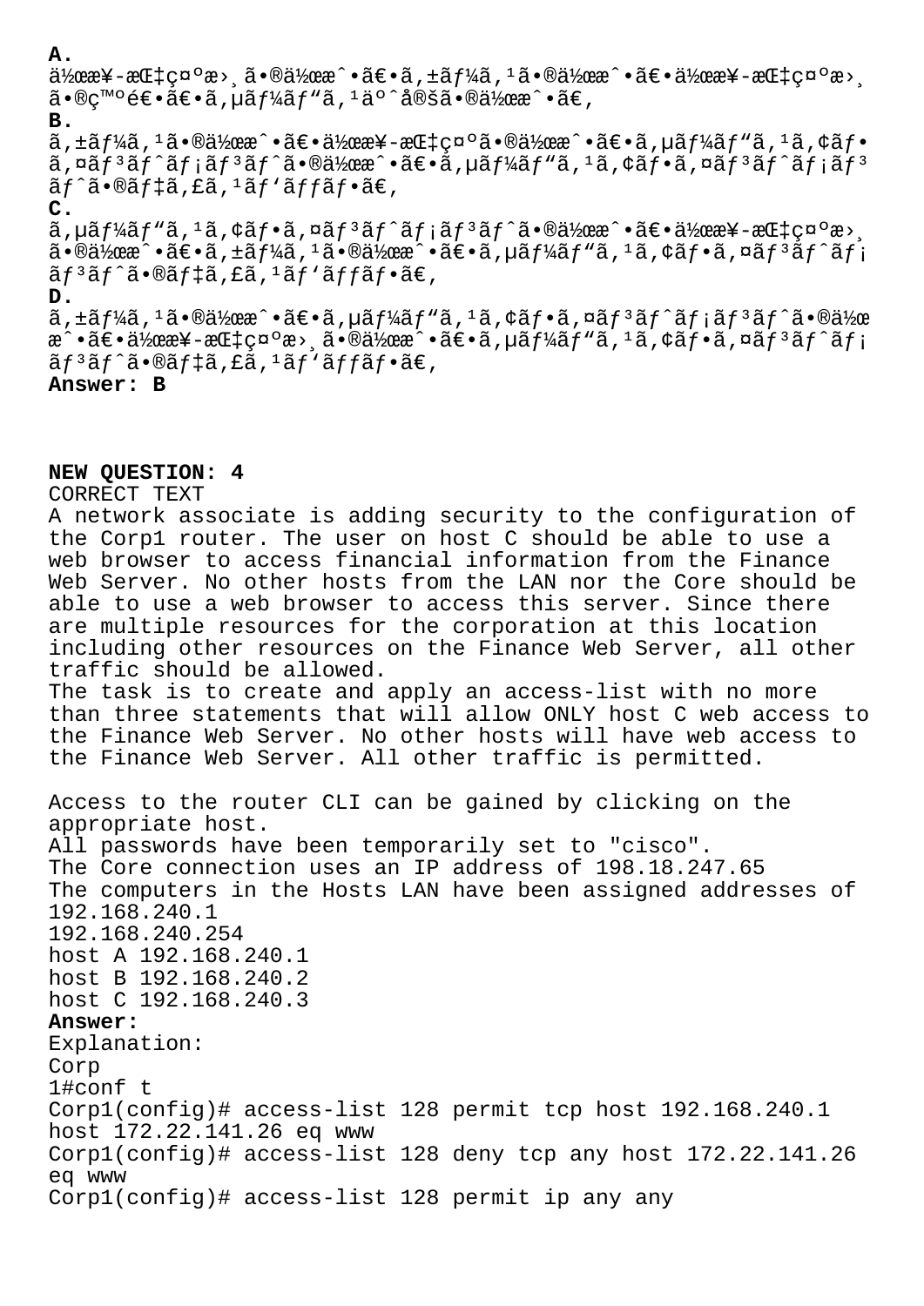**A.**
ä½œæ¥-æŒ‡ç¤ºæ›¸ã•®ä½œæˆ•ã€•ã,±ãƒ¼ã,¹ã•®ä½œæˆ•ã€•ä½œæ¥-æŒ‡ç¤ºæ›¸ã•®ç™ºé€•ã€•ã,µãƒ¼ãƒ"ã,¹äº^定ã•®ä½œæˆ•ã€,
**B.**
ã,±ãƒ¼ã,¹ã•®ä½œæˆ•ã€•ä½œæ¥-æŒ‡ç¤ºã•®ä½œæˆ•ã€•ã,µãƒ¼ãƒ"ã,¹ã,¢ãƒ•ã,¤ãƒ³ãƒˆãƒ¡ãƒ³ãƒˆã•®ä½œæˆ•ã€•ã,µãƒ¼ãƒ"ã,¹ã,¢ãƒ•ã,¤ãƒ³ãƒˆãƒ¡ãƒ³ãƒˆã•®ãƒ‡ã,£ã,¹ãƒ'ãƒƒãƒ•ã€,
**C.**
ã,µãƒ¼ãƒ"ã,¹ã,¢ãƒ•ã,¤ãƒ³ãƒˆãƒ¡ãƒ³ãƒˆã•®ä½œæˆ•ã€•ä½œæ¥-æŒ‡ç¤ºæ›¸ã•®ä½œæˆ•ã€•ã,±ãƒ¼ã,¹ã•®ä½œæˆ•ã€•ã,µãƒ¼ãƒ"ã,¹ã,¢ãƒ•ã,¤ãƒ³ãƒˆãƒ¡ãƒ³ãƒˆã•®ãƒ‡ã,£ã,¹ãƒ'ãƒƒãƒ•ã€,
**D.**
ã,±ãƒ¼ã,¹ã•®ä½œæˆ•ã€•ã,µãƒ¼ãƒ"ã,¹ã,¢ãƒ•ã,¤ãƒ³ãƒˆãƒ¡ãƒ³ãƒˆã•®ä½œæˆ•ã€•ä½œæ¥-æŒ‡ç¤ºæ›¸ã•®ä½œæˆ•ã€•ã,µãƒ¼ãƒ"ã,¹ã,¢ãƒ•ã,¤ãƒ³ãƒˆãƒ¡ãƒ³ãƒˆã•®ãƒ‡ã,£ã,¹ãƒ'ãƒƒãƒ•ã€,
**Answer: B**

**NEW QUESTION: 4**
CORRECT TEXT
A network associate is adding security to the configuration of the Corp1 router. The user on host C should be able to use a web browser to access financial information from the Finance Web Server. No other hosts from the LAN nor the Core should be able to use a web browser to access this server. Since there are multiple resources for the corporation at this location including other resources on the Finance Web Server, all other traffic should be allowed.
The task is to create and apply an access-list with no more than three statements that will allow ONLY host C web access to the Finance Web Server. No other hosts will have web access to the Finance Web Server. All other traffic is permitted.

Access to the router CLI can be gained by clicking on the appropriate host.
All passwords have been temporarily set to "cisco".
The Core connection uses an IP address of 198.18.247.65
The computers in the Hosts LAN have been assigned addresses of 192.168.240.1
192.168.240.254
host A 192.168.240.1
host B 192.168.240.2
host C 192.168.240.3
**Answer:**
Explanation:
Corp
1#conf t
Corp1(config)# access-list 128 permit tcp host 192.168.240.1 host 172.22.141.26 eq www
Corp1(config)# access-list 128 deny tcp any host 172.22.141.26 eq www
Corp1(config)# access-list 128 permit ip any any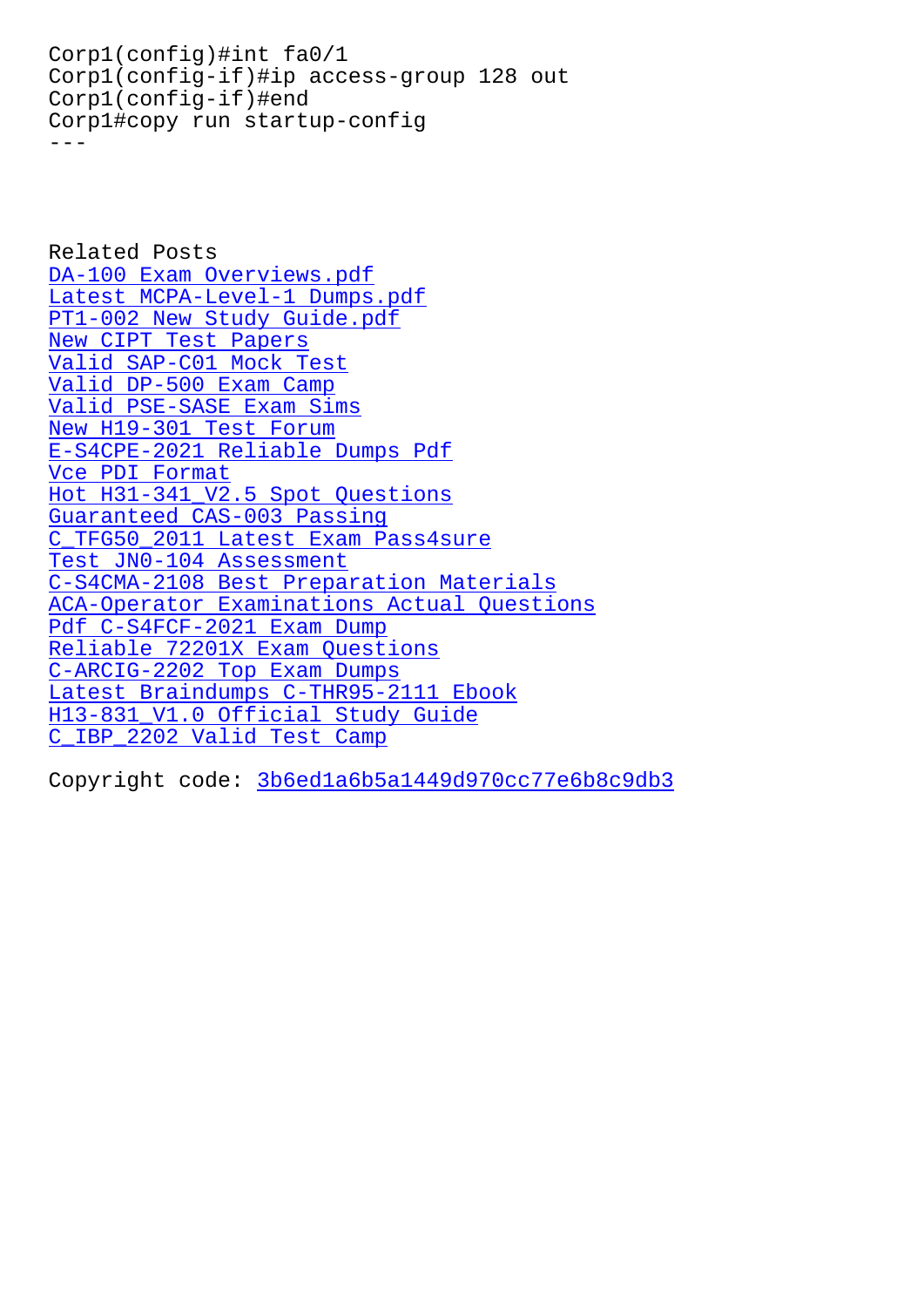```
Corp1(config)#int fa0/1
Corp1(config-if)#ip access-group 128 out
Corp1(config-if)#end
Corp1#copy run startup-config
```

---

Related Posts
DA-100 Exam Overviews.pdf
Latest MCPA-Level-1 Dumps.pdf
PT1-002 New Study Guide.pdf
New CIPT Test Papers
Valid SAP-C01 Mock Test
Valid DP-500 Exam Camp
Valid PSE-SASE Exam Sims
New H19-301 Test Forum
E-S4CPE-2021 Reliable Dumps Pdf
Vce PDI Format
Hot H31-341_V2.5 Spot Questions
Guaranteed CAS-003 Passing
C_TFG50_2011 Latest Exam Pass4sure
Test JN0-104 Assessment
C-S4CMA-2108 Best Preparation Materials
ACA-Operator Examinations Actual Questions
Pdf C-S4FCF-2021 Exam Dump
Reliable 72201X Exam Questions
C-ARCIG-2202 Top Exam Dumps
Latest Braindumps C-THR95-2111 Ebook
H13-831_V1.0 Official Study Guide
C_IBP_2202 Valid Test Camp

Copyright code: 3b6ed1a6b5a1449d970cc77e6b8c9db3